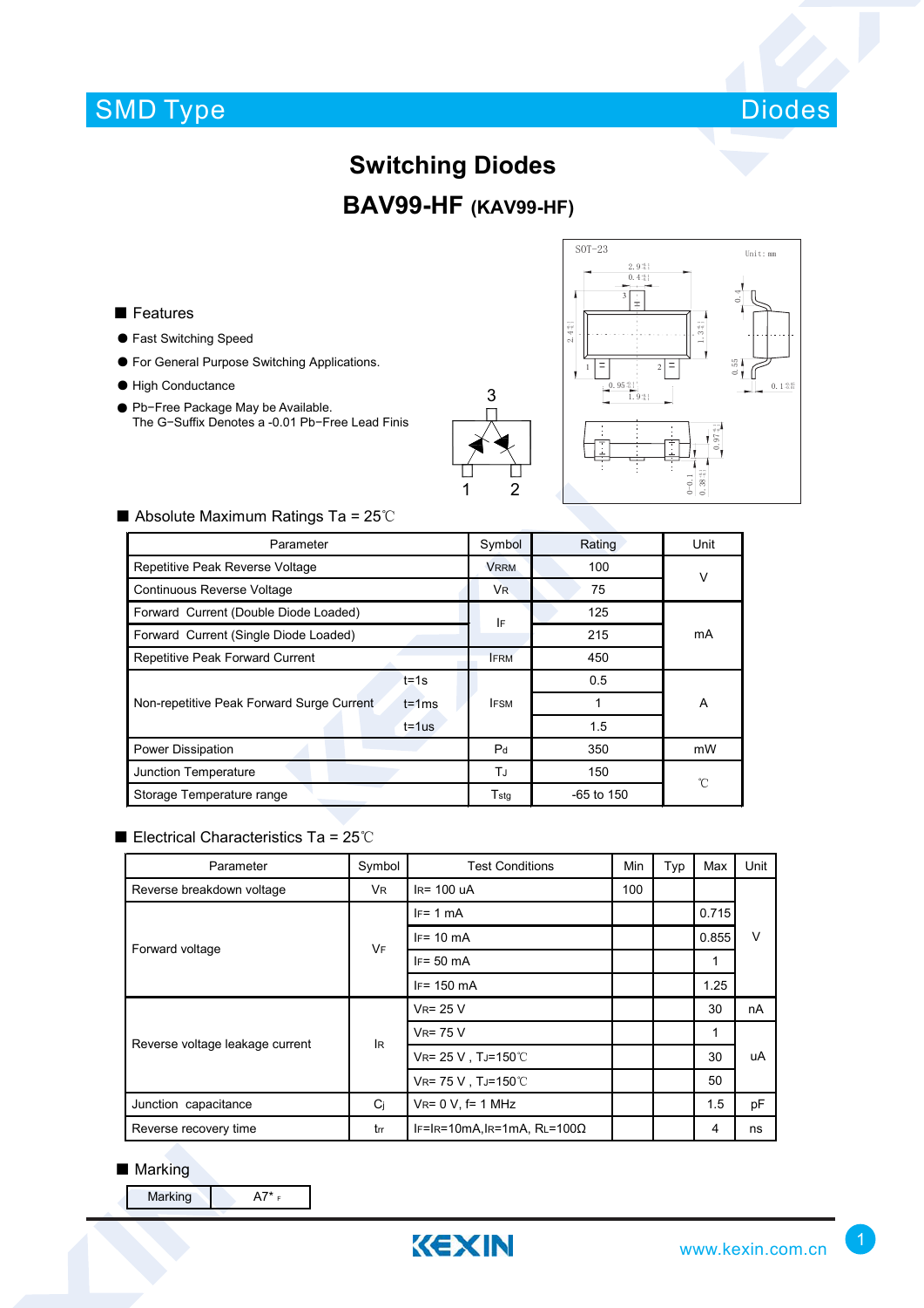SMD Type Diodes

# Switching Diodes

## BAV99-HF (KAV99-HF)

### Features

- Fast Switching Speed
- For General Purpose Switching Applications.
- High Conductance
- Pb−Free Package May be Available.
  The G−Suffix Denotes a -0.01 Pb−Free Lead Finis

### Absolute Maximum Ratings Ta = 25℃

| Parameter | | Symbol | Rating | Unit |
|---|---|---|---|---|
| Repetitive Peak Reverse Voltage | | $V_{RRM}$ | 100 | V |
| Continuous Reverse Voltage | | $V_R$ | 75 | |
| Forward Current (Double Diode Loaded) | | $I_F$ | 125 | mA |
| Forward Current (Single Diode Loaded) | | | 215 | |
| Repetitive Peak Forward Current | | $I_{FRM}$ | 450 | |
| Non-repetitive Peak Forward Surge Current | t=1s | $I_{FSM}$ | 0.5 | A |
| | t=1ms | | 1 | |
| | t=1us | | 1.5 | |
| Power Dissipation | | $P_d$ | 350 | mW |
| Junction Temperature | | $T_J$ | 150 | ℃ |
| Storage Temperature range | | $T_{stg}$ | -65 to 150 | |

### Electrical Characteristics Ta = 25℃

| Parameter | Symbol | Test Conditions | Min | Typ | Max | Unit |
|---|---|---|---|---|---|---|
| Reverse breakdown voltage | $V_R$ | $I_R$= 100 uA | 100 | | | V |
| Forward voltage | $V_F$ | $I_F$= 1 mA | | | 0.715 | |
| | | $I_F$= 10 mA | | | 0.855 | |
| | | $I_F$= 50 mA | | | 1 | |
| | | $I_F$= 150 mA | | | 1.25 | |
| Reverse voltage leakage current | $I_R$ | $V_R$= 25 V | | | 30 | nA |
| | | $V_R$= 75 V | | | 1 | uA |
| | | $V_R$= 25 V , $T_J$=150℃ | | | 30 | |
| | | $V_R$= 75 V , $T_J$=150℃ | | | 50 | |
| Junction capacitance | $C_j$ | $V_R$= 0 V, f= 1 MHz | | | 1.5 | pF |
| Reverse recovery time | $t_{rr}$ | $I_F$=$I_R$=10mA,$I_R$=1mA, $R_L$=100Ω | | | 4 | ns |

### Marking

| Marking | A7* F |
|---|---|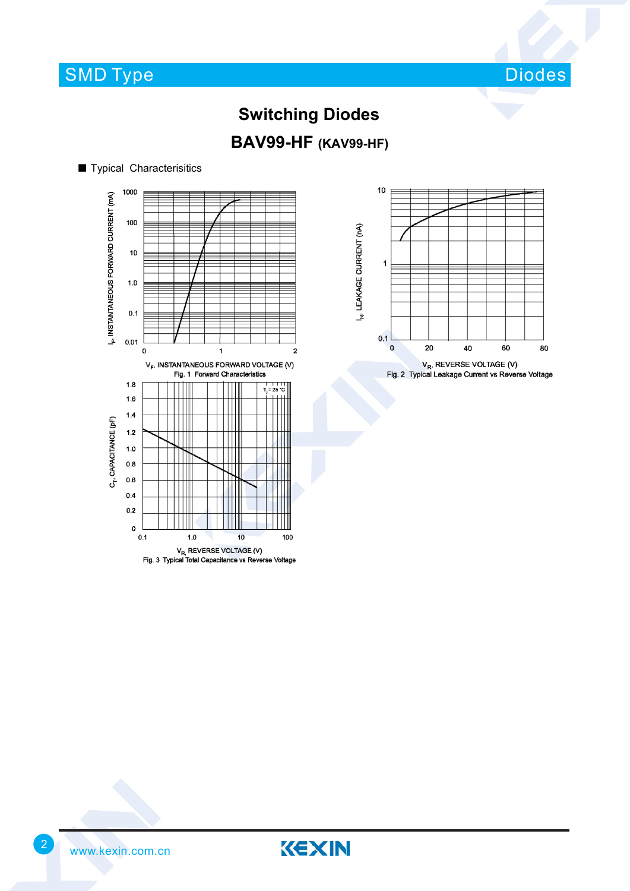# Switching Diodes

## BAV99-HF (KAV99-HF)

■ Typical Characterisitics

1000
100
10
1.0
0.1
0.01
0
1
2

$I_F$, INSTANTANEOUS FORWARD CURRENT (mA)

$V_F$, INSTANTANEOUS FORWARD VOLTAGE (V)

Fig. 1 Forward Characteristics

10
1
0.1
0
20
40
60
80

$I_R$, LEAKAGE CURRENT (nA)

$V_R$, REVERSE VOLTAGE (V)

Fig. 2 Typical Leakage Current vs Reverse Voltage

1.8
1.6
1.4
1.2
1.0
0.8
0.6
0.4
0.2
0
0.1
1.0
10
100

$T_j$ = 25 °C

$C_T$, CAPACITANCE (pF)

$V_R$, REVERSE VOLTAGE (V)

Fig. 3 Typical Total Capacitance vs Reverse Voltage